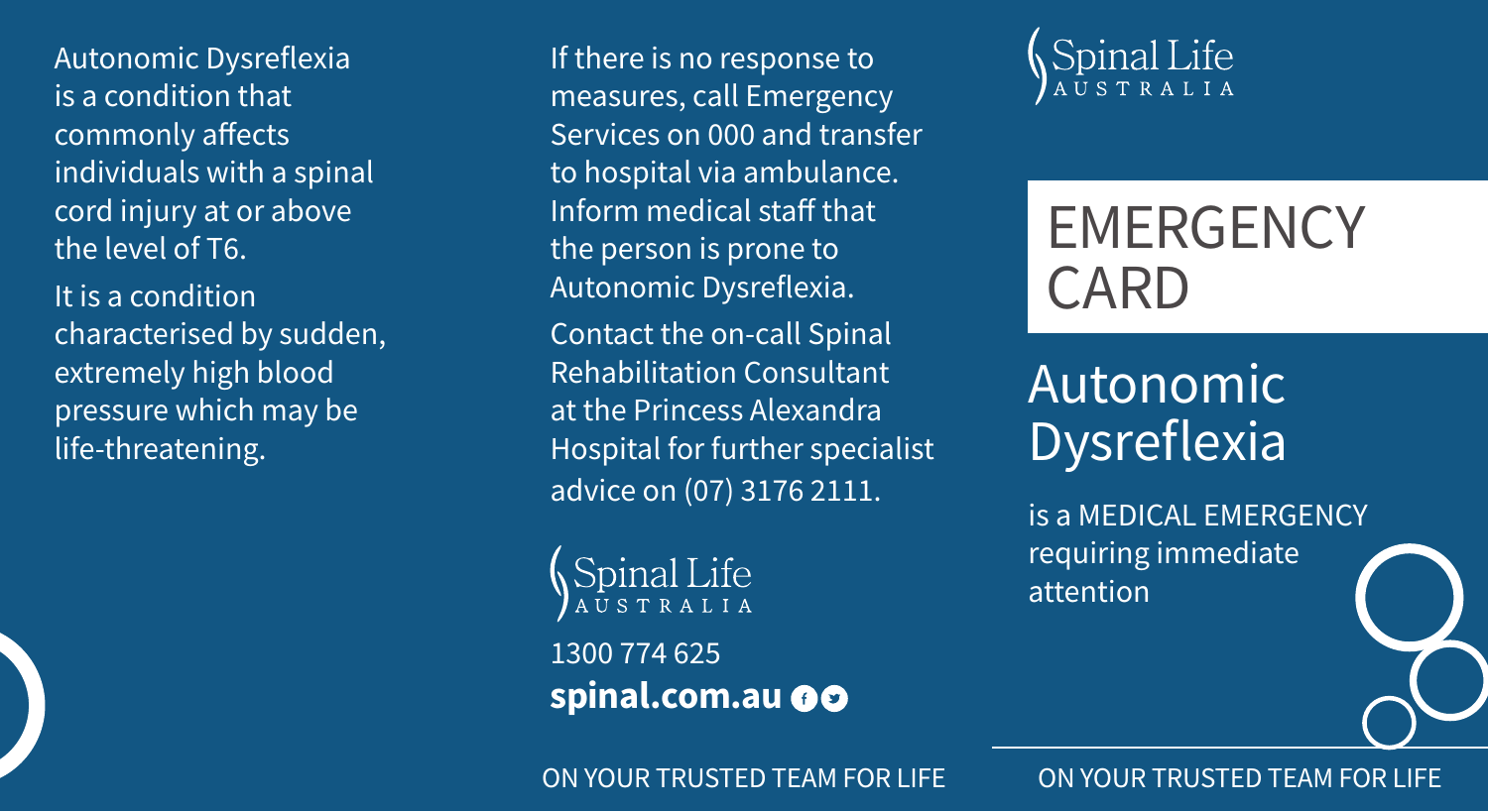Autonomic Dysreflexia is a condition that commonly affects individuals with a spinal cord injury at or above the level of T6.

It is a condition characterised by sudden, extremely high blood pressure which may be life-threatening.

If there is no response to measures, call Emergency Services on 000 and transfer to hospital via ambulance. Inform medical staff that the person is prone to Autonomic Dysreflexia.

Contact the on-call Spinal Rehabilitation Consultant at the Princess Alexandra Hospital for further specialist advice on (07) 3176 2111.

Spinal Life AUSTRALIA

1300 774 625

**spinal.com.au**

ON YOUR TRUSTED TEAM FOR LIFE

Spinal Life AUSTRALIA

# EMERGENCY CARD

## Autonomic Dysreflexia

is a MEDICAL EMERGENCY requiring immediate attention

ON YOUR TRUSTED TEAM FOR LIFE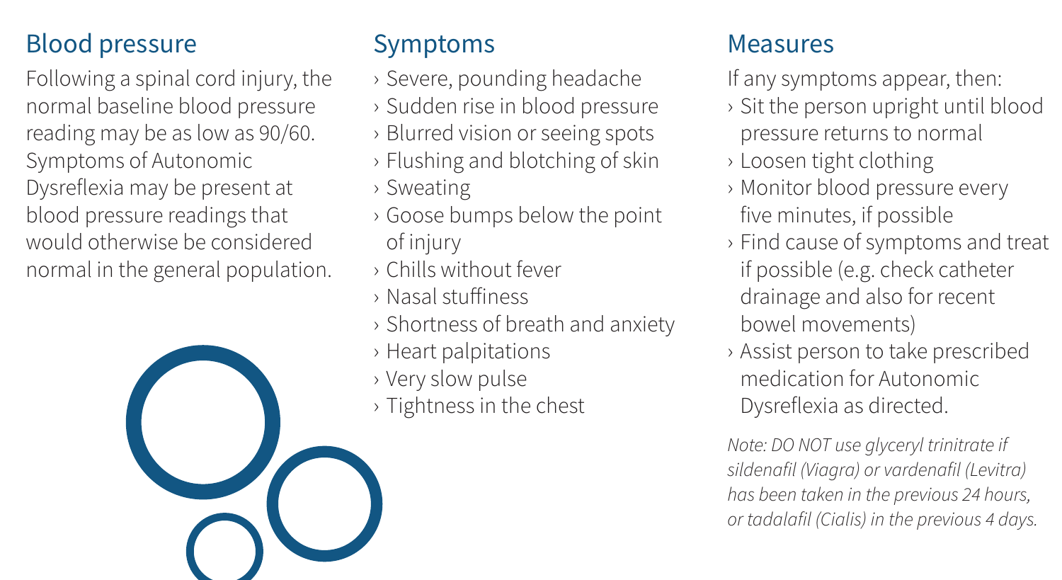## Blood pressure

Following a spinal cord injury, the normal baseline blood pressure reading may be as low as 90/60. Symptoms of Autonomic Dysreflexia may be present at blood pressure readings that would otherwise be considered normal in the general population.

## Symptoms

- Severe, pounding headache
- Sudden rise in blood pressure
- Blurred vision or seeing spots
- Flushing and blotching of skin
- Sweating
- Goose bumps below the point of injury
- Chills without fever
- Nasal stuffiness
- Shortness of breath and anxiety
- Heart palpitations
- Very slow pulse
- Tightness in the chest

## Measures

If any symptoms appear, then:

- Sit the person upright until blood pressure returns to normal
- Loosen tight clothing
- Monitor blood pressure every five minutes, if possible
- Find cause of symptoms and treat if possible (e.g. check catheter drainage and also for recent bowel movements)
- Assist person to take prescribed medication for Autonomic Dysreflexia as directed.

*Note: DO NOT use glyceryl trinitrate if sildenafil (Viagra) or vardenafil (Levitra) has been taken in the previous 24 hours, or tadalafil (Cialis) in the previous 4 days.*